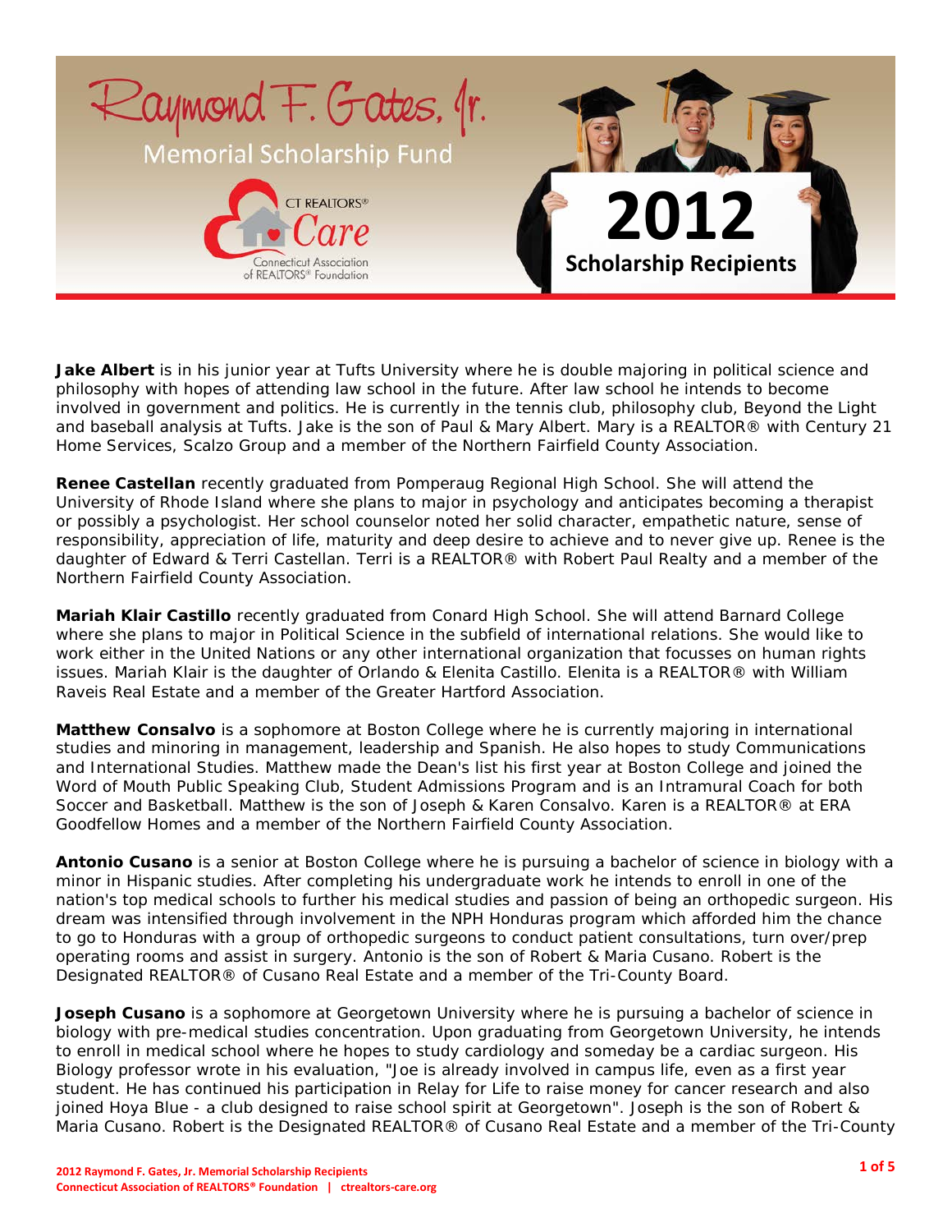# Raymond F. Gates, Jr.

## Memorial Scholarship Fund

CT REALTORS® Care

Connecticut Association of REALTORS® Foundation

# 2012 Scholarship Recipients

**Jake Albert** is in his junior year at Tufts University where he is double majoring in political science and philosophy with hopes of attending law school in the future. After law school he intends to become involved in government and politics. He is currently in the tennis club, philosophy club, Beyond the Light and baseball analysis at Tufts. Jake is the son of Paul & Mary Albert. Mary is a REALTOR® with Century 21 Home Services, Scalzo Group and a member of the Northern Fairfield County Association.

**Renee Castellan** recently graduated from Pomperaug Regional High School. She will attend the University of Rhode Island where she plans to major in psychology and anticipates becoming a therapist or possibly a psychologist. Her school counselor noted her solid character, empathetic nature, sense of responsibility, appreciation of life, maturity and deep desire to achieve and to never give up. Renee is the daughter of Edward & Terri Castellan. Terri is a REALTOR® with Robert Paul Realty and a member of the Northern Fairfield County Association.

**Mariah Klair Castillo** recently graduated from Conard High School. She will attend Barnard College where she plans to major in Political Science in the subfield of international relations. She would like to work either in the United Nations or any other international organization that focusses on human rights issues. Mariah Klair is the daughter of Orlando & Elenita Castillo. Elenita is a REALTOR® with William Raveis Real Estate and a member of the Greater Hartford Association.

**Matthew Consalvo** is a sophomore at Boston College where he is currently majoring in international studies and minoring in management, leadership and Spanish. He also hopes to study Communications and International Studies. Matthew made the Dean's list his first year at Boston College and joined the Word of Mouth Public Speaking Club, Student Admissions Program and is an Intramural Coach for both Soccer and Basketball. Matthew is the son of Joseph & Karen Consalvo. Karen is a REALTOR® at ERA Goodfellow Homes and a member of the Northern Fairfield County Association.

**Antonio Cusano** is a senior at Boston College where he is pursuing a bachelor of science in biology with a minor in Hispanic studies. After completing his undergraduate work he intends to enroll in one of the nation's top medical schools to further his medical studies and passion of being an orthopedic surgeon. His dream was intensified through involvement in the NPH Honduras program which afforded him the chance to go to Honduras with a group of orthopedic surgeons to conduct patient consultations, turn over/prep operating rooms and assist in surgery. Antonio is the son of Robert & Maria Cusano. Robert is the Designated REALTOR® of Cusano Real Estate and a member of the Tri-County Board.

**Joseph Cusano** is a sophomore at Georgetown University where he is pursuing a bachelor of science in biology with pre-medical studies concentration. Upon graduating from Georgetown University, he intends to enroll in medical school where he hopes to study cardiology and someday be a cardiac surgeon. His Biology professor wrote in his evaluation, "Joe is already involved in campus life, even as a first year student. He has continued his participation in Relay for Life to raise money for cancer research and also joined Hoya Blue - a club designed to raise school spirit at Georgetown". Joseph is the son of Robert & Maria Cusano. Robert is the Designated REALTOR® of Cusano Real Estate and a member of the Tri-County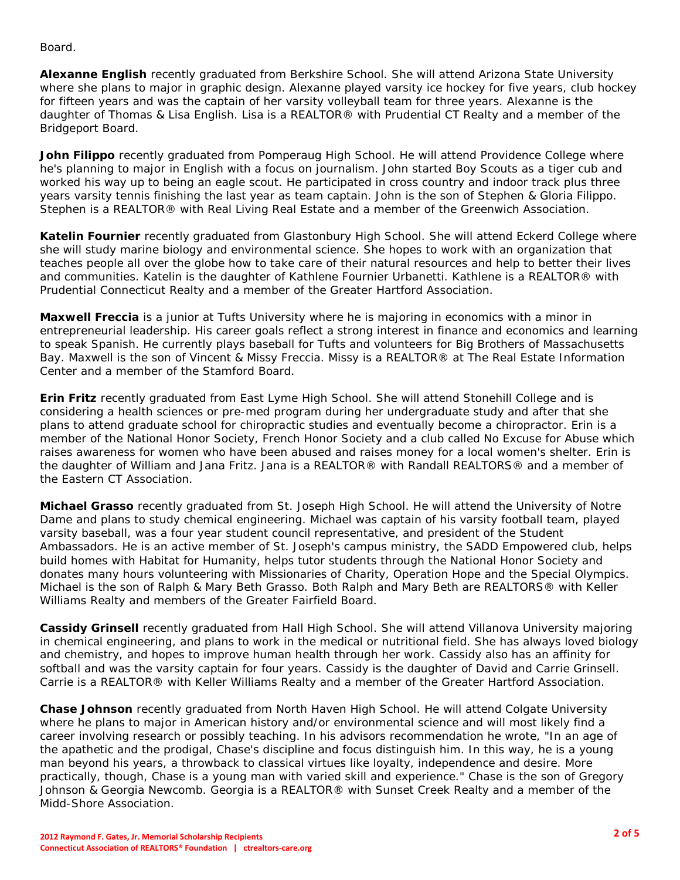Board.

**Alexanne English** recently graduated from Berkshire School. She will attend Arizona State University where she plans to major in graphic design. Alexanne played varsity ice hockey for five years, club hockey for fifteen years and was the captain of her varsity volleyball team for three years. Alexanne is the daughter of Thomas & Lisa English. Lisa is a REALTOR® with Prudential CT Realty and a member of the Bridgeport Board.

**John Filippo** recently graduated from Pomperaug High School. He will attend Providence College where he's planning to major in English with a focus on journalism. John started Boy Scouts as a tiger cub and worked his way up to being an eagle scout. He participated in cross country and indoor track plus three years varsity tennis finishing the last year as team captain. John is the son of Stephen & Gloria Filippo. Stephen is a REALTOR® with Real Living Real Estate and a member of the Greenwich Association.

**Katelin Fournier** recently graduated from Glastonbury High School. She will attend Eckerd College where she will study marine biology and environmental science. She hopes to work with an organization that teaches people all over the globe how to take care of their natural resources and help to better their lives and communities. Katelin is the daughter of Kathlene Fournier Urbanetti. Kathlene is a REALTOR® with Prudential Connecticut Realty and a member of the Greater Hartford Association.

**Maxwell Freccia** is a junior at Tufts University where he is majoring in economics with a minor in entrepreneurial leadership. His career goals reflect a strong interest in finance and economics and learning to speak Spanish. He currently plays baseball for Tufts and volunteers for Big Brothers of Massachusetts Bay. Maxwell is the son of Vincent & Missy Freccia. Missy is a REALTOR® at The Real Estate Information Center and a member of the Stamford Board.

**Erin Fritz** recently graduated from East Lyme High School. She will attend Stonehill College and is considering a health sciences or pre-med program during her undergraduate study and after that she plans to attend graduate school for chiropractic studies and eventually become a chiropractor. Erin is a member of the National Honor Society, French Honor Society and a club called No Excuse for Abuse which raises awareness for women who have been abused and raises money for a local women's shelter. Erin is the daughter of William and Jana Fritz. Jana is a REALTOR® with Randall REALTORS® and a member of the Eastern CT Association.

**Michael Grasso** recently graduated from St. Joseph High School. He will attend the University of Notre Dame and plans to study chemical engineering. Michael was captain of his varsity football team, played varsity baseball, was a four year student council representative, and president of the Student Ambassadors. He is an active member of St. Joseph's campus ministry, the SADD Empowered club, helps build homes with Habitat for Humanity, helps tutor students through the National Honor Society and donates many hours volunteering with Missionaries of Charity, Operation Hope and the Special Olympics. Michael is the son of Ralph & Mary Beth Grasso. Both Ralph and Mary Beth are REALTORS® with Keller Williams Realty and members of the Greater Fairfield Board.

**Cassidy Grinsell** recently graduated from Hall High School. She will attend Villanova University majoring in chemical engineering, and plans to work in the medical or nutritional field. She has always loved biology and chemistry, and hopes to improve human health through her work. Cassidy also has an affinity for softball and was the varsity captain for four years. Cassidy is the daughter of David and Carrie Grinsell. Carrie is a REALTOR® with Keller Williams Realty and a member of the Greater Hartford Association.

**Chase Johnson** recently graduated from North Haven High School. He will attend Colgate University where he plans to major in American history and/or environmental science and will most likely find a career involving research or possibly teaching. In his advisors recommendation he wrote, "In an age of the apathetic and the prodigal, Chase's discipline and focus distinguish him. In this way, he is a young man beyond his years, a throwback to classical virtues like loyalty, independence and desire. More practically, though, Chase is a young man with varied skill and experience." Chase is the son of Gregory Johnson & Georgia Newcomb. Georgia is a REALTOR® with Sunset Creek Realty and a member of the Midd-Shore Association.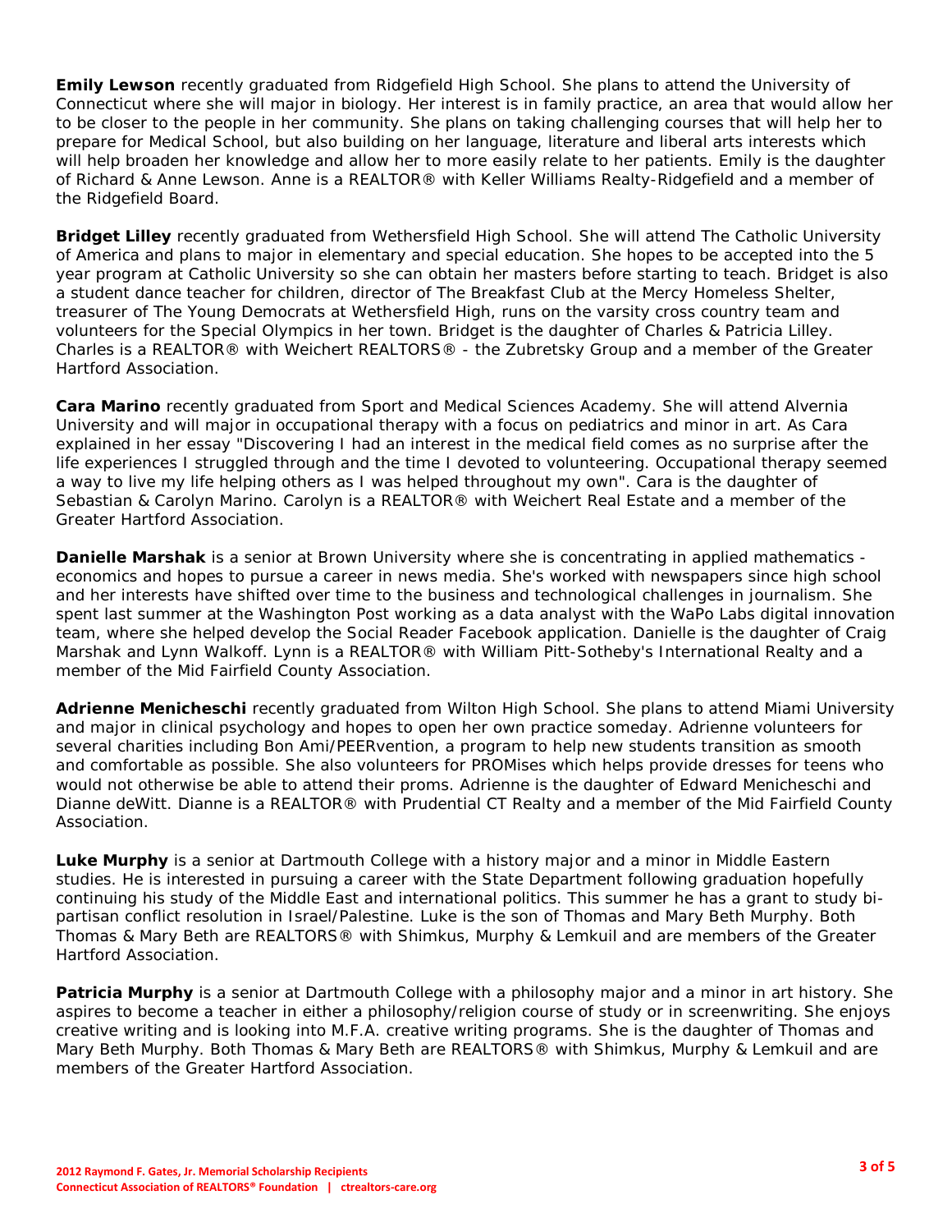**Emily Lewson** recently graduated from Ridgefield High School. She plans to attend the University of Connecticut where she will major in biology. Her interest is in family practice, an area that would allow her to be closer to the people in her community. She plans on taking challenging courses that will help her to prepare for Medical School, but also building on her language, literature and liberal arts interests which will help broaden her knowledge and allow her to more easily relate to her patients. Emily is the daughter of Richard & Anne Lewson. Anne is a REALTOR® with Keller Williams Realty-Ridgefield and a member of the Ridgefield Board.

**Bridget Lilley** recently graduated from Wethersfield High School. She will attend The Catholic University of America and plans to major in elementary and special education. She hopes to be accepted into the 5 year program at Catholic University so she can obtain her masters before starting to teach. Bridget is also a student dance teacher for children, director of The Breakfast Club at the Mercy Homeless Shelter, treasurer of The Young Democrats at Wethersfield High, runs on the varsity cross country team and volunteers for the Special Olympics in her town. Bridget is the daughter of Charles & Patricia Lilley. Charles is a REALTOR® with Weichert REALTORS® - the Zubretsky Group and a member of the Greater Hartford Association.

**Cara Marino** recently graduated from Sport and Medical Sciences Academy. She will attend Alvernia University and will major in occupational therapy with a focus on pediatrics and minor in art. As Cara explained in her essay "Discovering I had an interest in the medical field comes as no surprise after the life experiences I struggled through and the time I devoted to volunteering. Occupational therapy seemed a way to live my life helping others as I was helped throughout my own". Cara is the daughter of Sebastian & Carolyn Marino. Carolyn is a REALTOR® with Weichert Real Estate and a member of the Greater Hartford Association.

**Danielle Marshak** is a senior at Brown University where she is concentrating in applied mathematics - economics and hopes to pursue a career in news media. She's worked with newspapers since high school and her interests have shifted over time to the business and technological challenges in journalism. She spent last summer at the Washington Post working as a data analyst with the WaPo Labs digital innovation team, where she helped develop the Social Reader Facebook application. Danielle is the daughter of Craig Marshak and Lynn Walkoff. Lynn is a REALTOR® with William Pitt-Sotheby's International Realty and a member of the Mid Fairfield County Association.

**Adrienne Menicheschi** recently graduated from Wilton High School. She plans to attend Miami University and major in clinical psychology and hopes to open her own practice someday. Adrienne volunteers for several charities including Bon Ami/PEERvention, a program to help new students transition as smooth and comfortable as possible. She also volunteers for PROMises which helps provide dresses for teens who would not otherwise be able to attend their proms. Adrienne is the daughter of Edward Menicheschi and Dianne deWitt. Dianne is a REALTOR® with Prudential CT Realty and a member of the Mid Fairfield County Association.

**Luke Murphy** is a senior at Dartmouth College with a history major and a minor in Middle Eastern studies. He is interested in pursuing a career with the State Department following graduation hopefully continuing his study of the Middle East and international politics. This summer he has a grant to study bi-partisan conflict resolution in Israel/Palestine. Luke is the son of Thomas and Mary Beth Murphy. Both Thomas & Mary Beth are REALTORS® with Shimkus, Murphy & Lemkuil and are members of the Greater Hartford Association.

**Patricia Murphy** is a senior at Dartmouth College with a philosophy major and a minor in art history. She aspires to become a teacher in either a philosophy/religion course of study or in screenwriting. She enjoys creative writing and is looking into M.F.A. creative writing programs. She is the daughter of Thomas and Mary Beth Murphy. Both Thomas & Mary Beth are REALTORS® with Shimkus, Murphy & Lemkuil and are members of the Greater Hartford Association.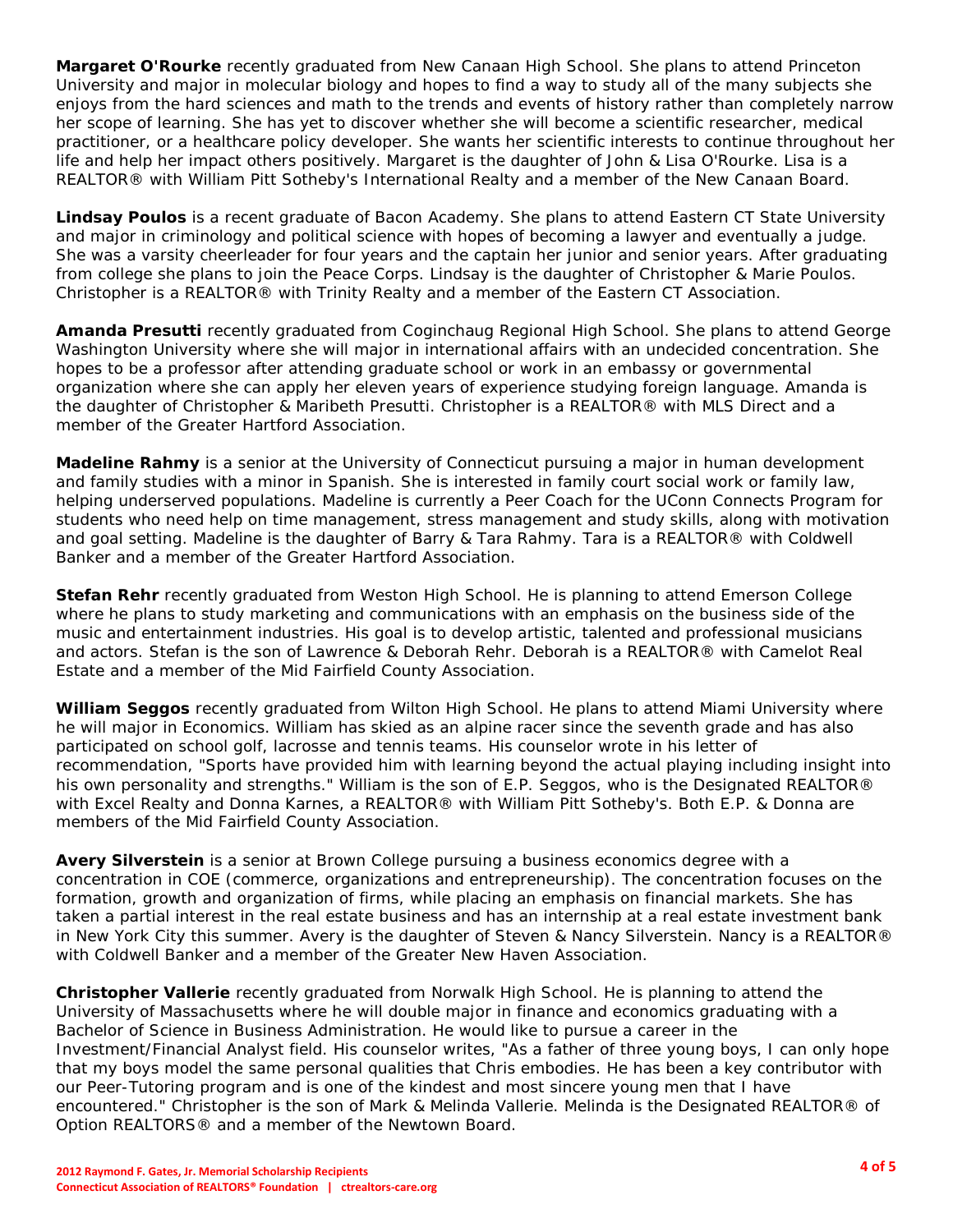**Margaret O'Rourke** recently graduated from New Canaan High School. She plans to attend Princeton University and major in molecular biology and hopes to find a way to study all of the many subjects she enjoys from the hard sciences and math to the trends and events of history rather than completely narrow her scope of learning. She has yet to discover whether she will become a scientific researcher, medical practitioner, or a healthcare policy developer. She wants her scientific interests to continue throughout her life and help her impact others positively. Margaret is the daughter of John & Lisa O'Rourke. Lisa is a REALTOR® with William Pitt Sotheby's International Realty and a member of the New Canaan Board.

**Lindsay Poulos** is a recent graduate of Bacon Academy. She plans to attend Eastern CT State University and major in criminology and political science with hopes of becoming a lawyer and eventually a judge. She was a varsity cheerleader for four years and the captain her junior and senior years. After graduating from college she plans to join the Peace Corps. Lindsay is the daughter of Christopher & Marie Poulos. Christopher is a REALTOR® with Trinity Realty and a member of the Eastern CT Association.

**Amanda Presutti** recently graduated from Coginchaug Regional High School. She plans to attend George Washington University where she will major in international affairs with an undecided concentration. She hopes to be a professor after attending graduate school or work in an embassy or governmental organization where she can apply her eleven years of experience studying foreign language. Amanda is the daughter of Christopher & Maribeth Presutti. Christopher is a REALTOR® with MLS Direct and a member of the Greater Hartford Association.

**Madeline Rahmy** is a senior at the University of Connecticut pursuing a major in human development and family studies with a minor in Spanish. She is interested in family court social work or family law, helping underserved populations. Madeline is currently a Peer Coach for the UConn Connects Program for students who need help on time management, stress management and study skills, along with motivation and goal setting. Madeline is the daughter of Barry & Tara Rahmy. Tara is a REALTOR® with Coldwell Banker and a member of the Greater Hartford Association.

**Stefan Rehr** recently graduated from Weston High School. He is planning to attend Emerson College where he plans to study marketing and communications with an emphasis on the business side of the music and entertainment industries. His goal is to develop artistic, talented and professional musicians and actors. Stefan is the son of Lawrence & Deborah Rehr. Deborah is a REALTOR® with Camelot Real Estate and a member of the Mid Fairfield County Association.

**William Seggos** recently graduated from Wilton High School. He plans to attend Miami University where he will major in Economics. William has skied as an alpine racer since the seventh grade and has also participated on school golf, lacrosse and tennis teams. His counselor wrote in his letter of recommendation, "Sports have provided him with learning beyond the actual playing including insight into his own personality and strengths." William is the son of E.P. Seggos, who is the Designated REALTOR® with Excel Realty and Donna Karnes, a REALTOR® with William Pitt Sotheby's. Both E.P. & Donna are members of the Mid Fairfield County Association.

**Avery Silverstein** is a senior at Brown College pursuing a business economics degree with a concentration in COE (commerce, organizations and entrepreneurship). The concentration focuses on the formation, growth and organization of firms, while placing an emphasis on financial markets. She has taken a partial interest in the real estate business and has an internship at a real estate investment bank in New York City this summer. Avery is the daughter of Steven & Nancy Silverstein. Nancy is a REALTOR® with Coldwell Banker and a member of the Greater New Haven Association.

**Christopher Vallerie** recently graduated from Norwalk High School. He is planning to attend the University of Massachusetts where he will double major in finance and economics graduating with a Bachelor of Science in Business Administration. He would like to pursue a career in the Investment/Financial Analyst field. His counselor writes, "As a father of three young boys, I can only hope that my boys model the same personal qualities that Chris embodies. He has been a key contributor with our Peer-Tutoring program and is one of the kindest and most sincere young men that I have encountered." Christopher is the son of Mark & Melinda Vallerie. Melinda is the Designated REALTOR® of Option REALTORS® and a member of the Newtown Board.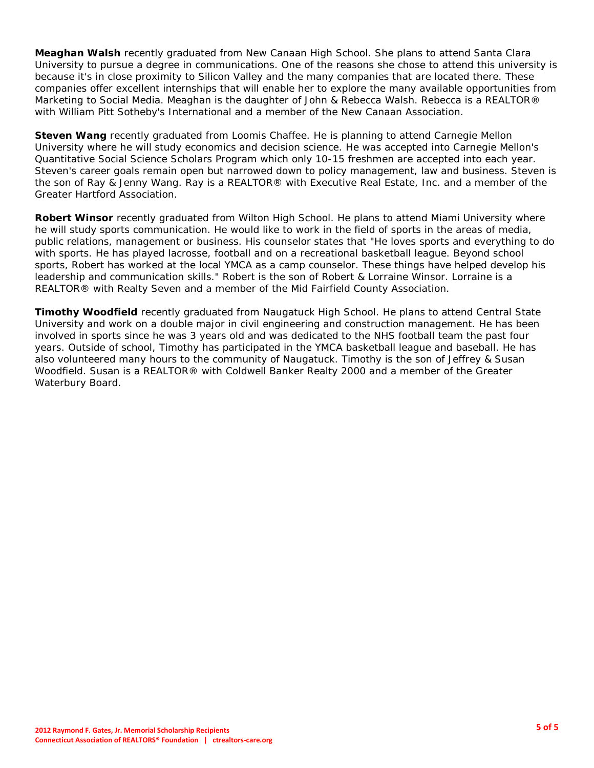**Meaghan Walsh** recently graduated from New Canaan High School. She plans to attend Santa Clara University to pursue a degree in communications. One of the reasons she chose to attend this university is because it's in close proximity to Silicon Valley and the many companies that are located there. These companies offer excellent internships that will enable her to explore the many available opportunities from Marketing to Social Media. Meaghan is the daughter of John & Rebecca Walsh. Rebecca is a REALTOR® with William Pitt Sotheby's International and a member of the New Canaan Association.

**Steven Wang** recently graduated from Loomis Chaffee. He is planning to attend Carnegie Mellon University where he will study economics and decision science. He was accepted into Carnegie Mellon's Quantitative Social Science Scholars Program which only 10-15 freshmen are accepted into each year. Steven's career goals remain open but narrowed down to policy management, law and business. Steven is the son of Ray & Jenny Wang. Ray is a REALTOR® with Executive Real Estate, Inc. and a member of the Greater Hartford Association.

**Robert Winsor** recently graduated from Wilton High School. He plans to attend Miami University where he will study sports communication. He would like to work in the field of sports in the areas of media, public relations, management or business. His counselor states that "He loves sports and everything to do with sports. He has played lacrosse, football and on a recreational basketball league. Beyond school sports, Robert has worked at the local YMCA as a camp counselor. These things have helped develop his leadership and communication skills." Robert is the son of Robert & Lorraine Winsor. Lorraine is a REALTOR® with Realty Seven and a member of the Mid Fairfield County Association.

**Timothy Woodfield** recently graduated from Naugatuck High School. He plans to attend Central State University and work on a double major in civil engineering and construction management. He has been involved in sports since he was 3 years old and was dedicated to the NHS football team the past four years. Outside of school, Timothy has participated in the YMCA basketball league and baseball. He has also volunteered many hours to the community of Naugatuck. Timothy is the son of Jeffrey & Susan Woodfield. Susan is a REALTOR® with Coldwell Banker Realty 2000 and a member of the Greater Waterbury Board.